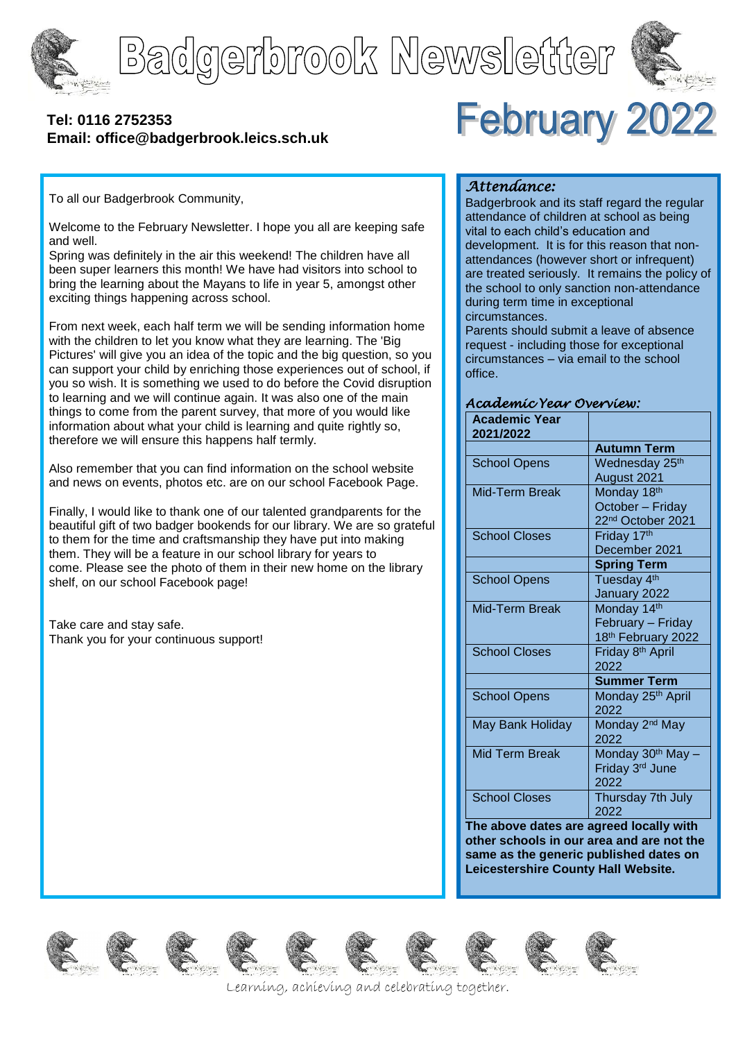# Badgerbrook Newsletter

**Tel: 0116 2752353**
**Email: office@badgerbrook.leics.sch.uk**

# February 2022

To all our Badgerbrook Community,

Welcome to the February Newsletter. I hope you all are keeping safe and well.

Spring was definitely in the air this weekend! The children have all been super learners this month! We have had visitors into school to bring the learning about the Mayans to life in year 5, amongst other exciting things happening across school.

From next week, each half term we will be sending information home with the children to let you know what they are learning. The 'Big Pictures' will give you an idea of the topic and the big question, so you can support your child by enriching those experiences out of school, if you so wish. It is something we used to do before the Covid disruption to learning and we will continue again. It was also one of the main things to come from the parent survey, that more of you would like information about what your child is learning and quite rightly so, therefore we will ensure this happens half termly.

Also remember that you can find information on the school website and news on events, photos etc. are on our school Facebook Page.

Finally, I would like to thank one of our talented grandparents for the beautiful gift of two badger bookends for our library. We are so grateful to them for the time and craftsmanship they have put into making them. They will be a feature in our school library for years to come. Please see the photo of them in their new home on the library shelf, on our school Facebook page!

Take care and stay safe.
Thank you for your continuous support!

## *Attendance:*

Badgerbrook and its staff regard the regular attendance of children at school as being vital to each child's education and development. It is for this reason that non-attendances (however short or infrequent) are treated seriously. It remains the policy of the school to only sanction non-attendance during term time in exceptional circumstances.

Parents should submit a leave of absence request - including those for exceptional circumstances – via email to the school office.

## *Academic Year Overview:*

| **Academic Year 2021/2022** | |
|---|---|
| | **Autumn Term** |
| School Opens | Wednesday 25th August 2021 |
| Mid-Term Break | Monday 18th October – Friday 22nd October 2021 |
| School Closes | Friday 17th December 2021 |
| | **Spring Term** |
| School Opens | Tuesday 4th January 2022 |
| Mid-Term Break | Monday 14th February – Friday 18th February 2022 |
| School Closes | Friday 8th April 2022 |
| | **Summer Term** |
| School Opens | Monday 25th April 2022 |
| May Bank Holiday | Monday 2nd May 2022 |
| Mid Term Break | Monday 30th May – Friday 3rd June 2022 |
| School Closes | Thursday 7th July 2022 |

**The above dates are agreed locally with other schools in our area and are not the same as the generic published dates on Leicestershire County Hall Website.**

Learning, achieving and celebrating together.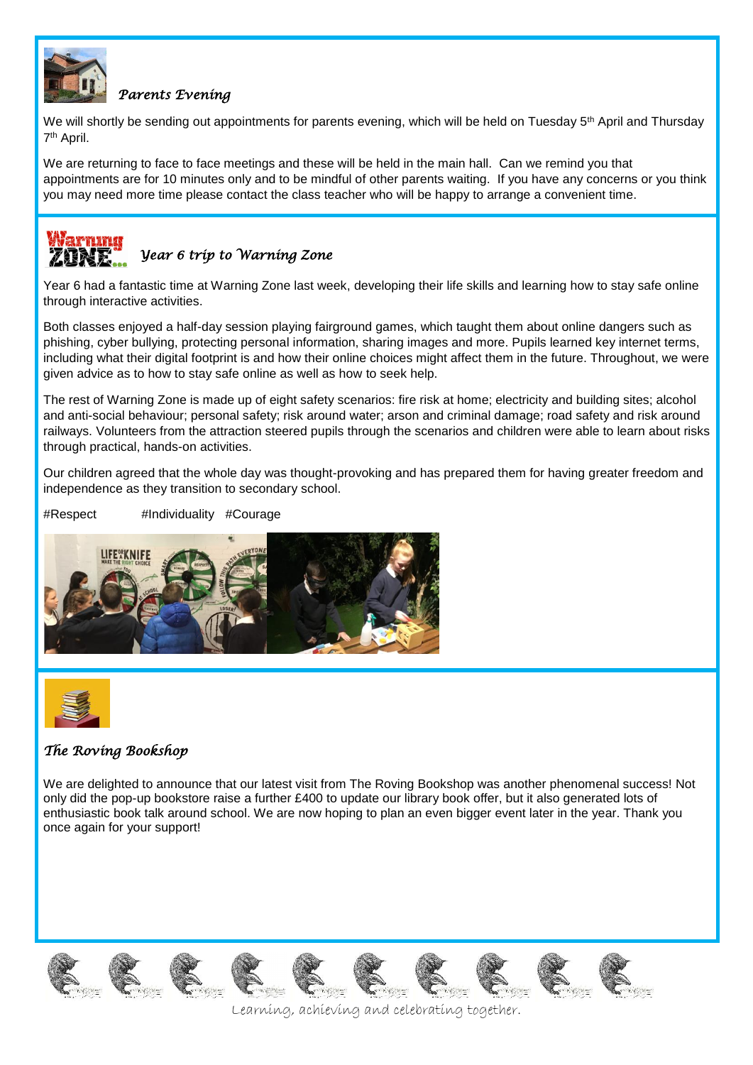## *Parents Evening*

We will shortly be sending out appointments for parents evening, which will be held on Tuesday 5th April and Thursday 7th April.

We are returning to face to face meetings and these will be held in the main hall. Can we remind you that appointments are for 10 minutes only and to be mindful of other parents waiting. If you have any concerns or you think you may need more time please contact the class teacher who will be happy to arrange a convenient time.

## *Year 6 trip to Warning Zone*

Year 6 had a fantastic time at Warning Zone last week, developing their life skills and learning how to stay safe online through interactive activities.

Both classes enjoyed a half-day session playing fairground games, which taught them about online dangers such as phishing, cyber bullying, protecting personal information, sharing images and more. Pupils learned key internet terms, including what their digital footprint is and how their online choices might affect them in the future. Throughout, we were given advice as to how to stay safe online as well as how to seek help.

The rest of Warning Zone is made up of eight safety scenarios: fire risk at home; electricity and building sites; alcohol and anti-social behaviour; personal safety; risk around water; arson and criminal damage; road safety and risk around railways. Volunteers from the attraction steered pupils through the scenarios and children were able to learn about risks through practical, hands-on activities.

Our children agreed that the whole day was thought-provoking and has prepared them for having greater freedom and independence as they transition to secondary school.

#Respect #Individuality #Courage

## *The Roving Bookshop*

We are delighted to announce that our latest visit from The Roving Bookshop was another phenomenal success! Not only did the pop-up bookstore raise a further £400 to update our library book offer, but it also generated lots of enthusiastic book talk around school. We are now hoping to plan an even bigger event later in the year. Thank you once again for your support!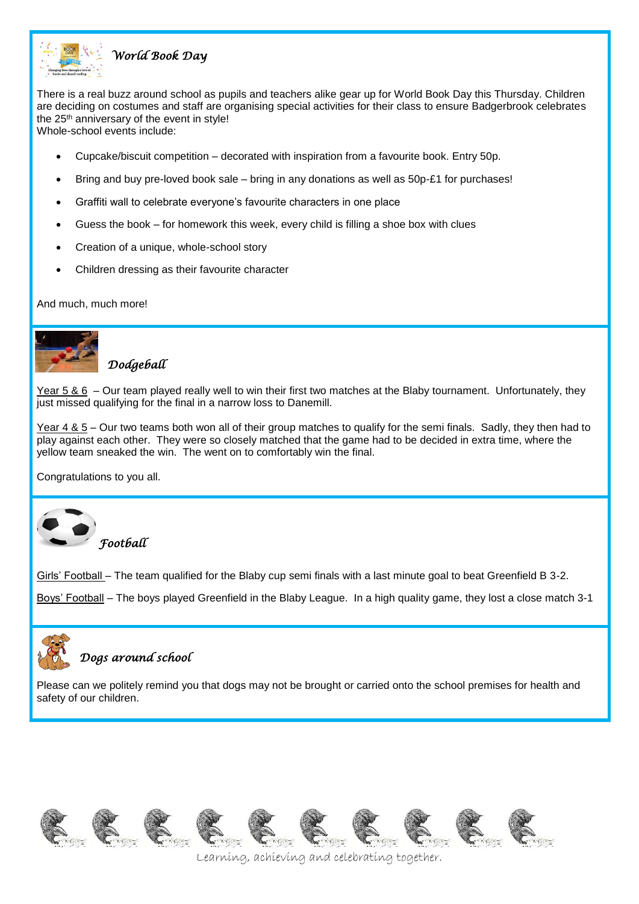## *World Book Day*

There is a real buzz around school as pupils and teachers alike gear up for World Book Day this Thursday. Children are deciding on costumes and staff are organising special activities for their class to ensure Badgerbrook celebrates the 25th anniversary of the event in style!
Whole-school events include:

- Cupcake/biscuit competition – decorated with inspiration from a favourite book. Entry 50p.
- Bring and buy pre-loved book sale – bring in any donations as well as 50p-£1 for purchases!
- Graffiti wall to celebrate everyone's favourite characters in one place
- Guess the book – for homework this week, every child is filling a shoe box with clues
- Creation of a unique, whole-school story
- Children dressing as their favourite character

And much, much more!

## *Dodgeball*

Year 5 & 6 – Our team played really well to win their first two matches at the Blaby tournament. Unfortunately, they just missed qualifying for the final in a narrow loss to Danemill.

Year 4 & 5 – Our two teams both won all of their group matches to qualify for the semi finals. Sadly, they then had to play against each other. They were so closely matched that the game had to be decided in extra time, where the yellow team sneaked the win. The went on to comfortably win the final.

Congratulations to you all.

## *Football*

Girls' Football – The team qualified for the Blaby cup semi finals with a last minute goal to beat Greenfield B 3-2.

Boys' Football – The boys played Greenfield in the Blaby League. In a high quality game, they lost a close match 3-1

## *Dogs around school*

Please can we politely remind you that dogs may not be brought or carried onto the school premises for health and safety of our children.

*Learning, achieving and celebrating together.*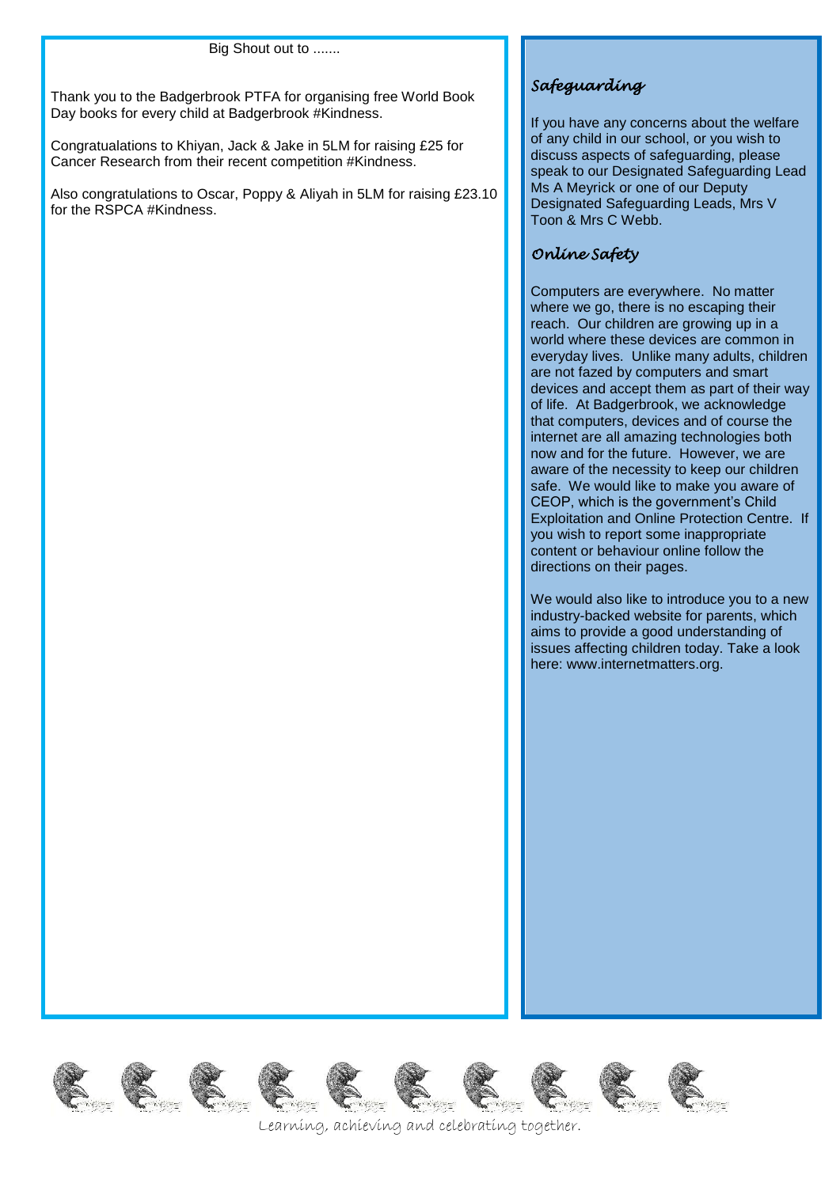Big Shout out to .......

Thank you to the Badgerbrook PTFA for organising free World Book Day books for every child at Badgerbrook #Kindness.

Congratualations to Khiyan, Jack & Jake in 5LM for raising £25 for Cancer Research from their recent competition #Kindness.

Also congratulations to Oscar, Poppy & Aliyah in 5LM for raising £23.10 for the RSPCA #Kindness.

## *Safeguarding*

If you have any concerns about the welfare of any child in our school, or you wish to discuss aspects of safeguarding, please speak to our Designated Safeguarding Lead Ms A Meyrick or one of our Deputy Designated Safeguarding Leads, Mrs V Toon & Mrs C Webb.

## *Online Safety*

Computers are everywhere. No matter where we go, there is no escaping their reach. Our children are growing up in a world where these devices are common in everyday lives. Unlike many adults, children are not fazed by computers and smart devices and accept them as part of their way of life. At Badgerbrook, we acknowledge that computers, devices and of course the internet are all amazing technologies both now and for the future. However, we are aware of the necessity to keep our children safe. We would like to make you aware of CEOP, which is the government's Child Exploitation and Online Protection Centre. If you wish to report some inappropriate content or behaviour online follow the directions on their pages.

We would also like to introduce you to a new industry-backed website for parents, which aims to provide a good understanding of issues affecting children today. Take a look here: www.internetmatters.org.

*Learning, achieving and celebrating together.*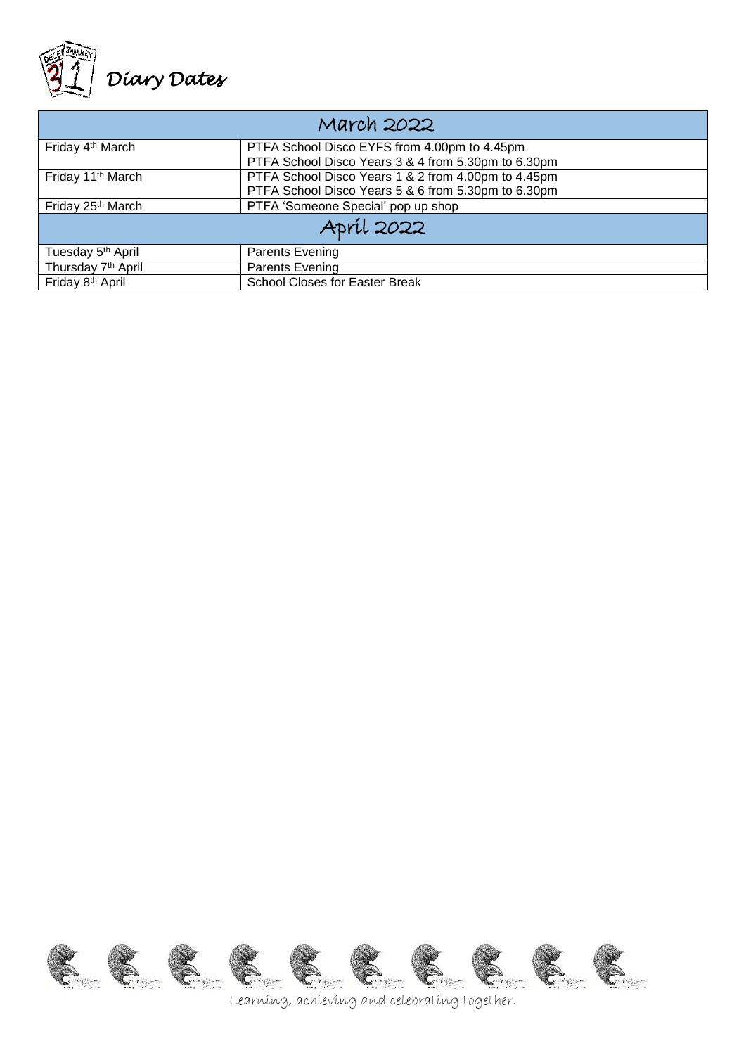# Diary Dates

| | |
|---|---|
| **March 2022** | |
| Friday 4th March | PTFA School Disco EYFS from 4.00pm to 4.45pm<br>PTFA School Disco Years 3 & 4 from 5.30pm to 6.30pm |
| Friday 11th March | PTFA School Disco Years 1 & 2 from 4.00pm to 4.45pm<br>PTFA School Disco Years 5 & 6 from 5.30pm to 6.30pm |
| Friday 25th March | PTFA 'Someone Special' pop up shop |
| **April 2022** | |
| Tuesday 5th April | Parents Evening |
| Thursday 7th April | Parents Evening |
| Friday 8th April | School Closes for Easter Break |

Learning, achieving and celebrating together.